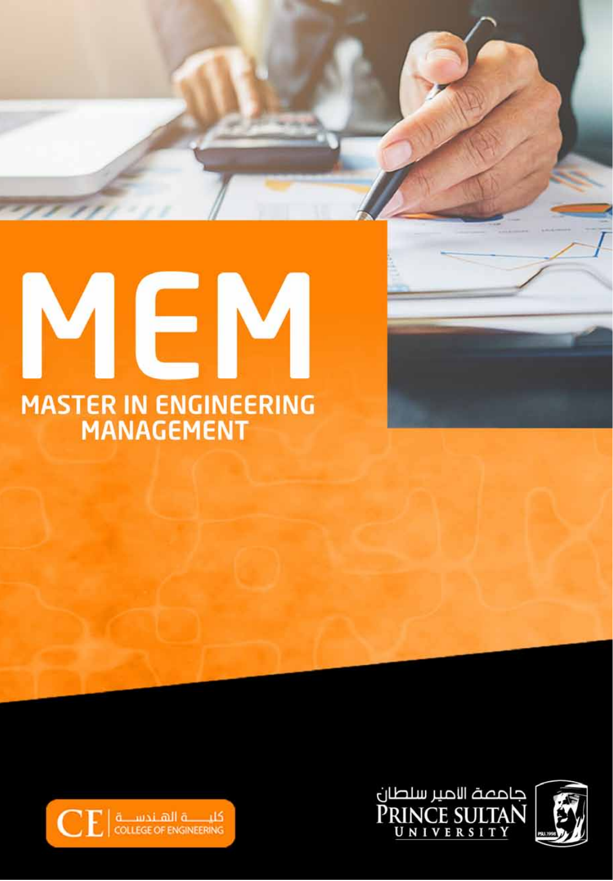# MEM

## MASTER IN ENGINEERING MANAGEMENT

CE | كليـــة الهـندسـة COLLEGE OF ENGINEERING

جامعة الامير سلطان PRINCE SULTAN UNIVERSITY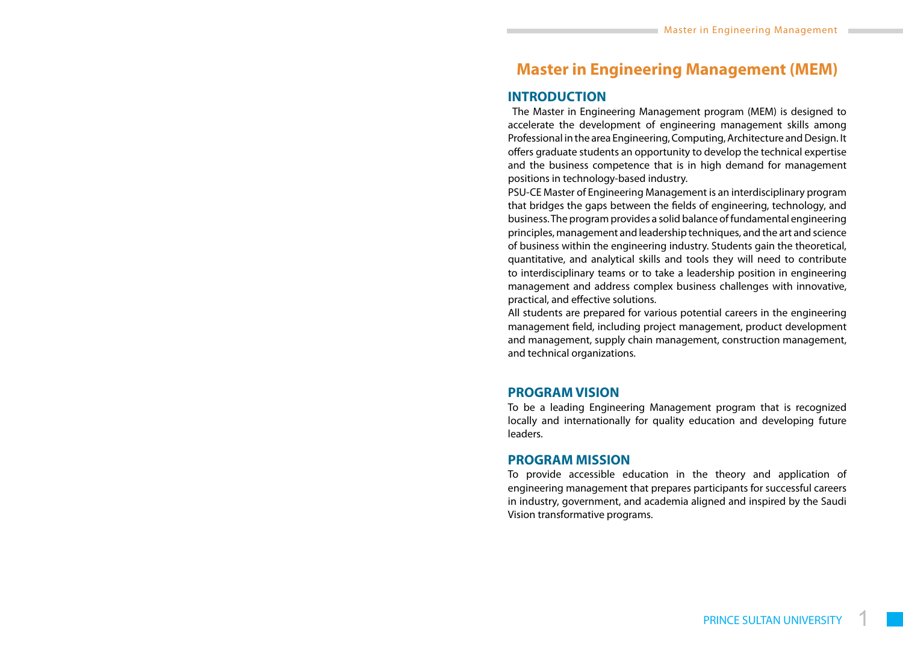# Master in Engineering Management (MEM)

## INTRODUCTION

The Master in Engineering Management program (MEM) is designed to accelerate the development of engineering management skills among Professional in the area Engineering, Computing, Architecture and Design. It offers graduate students an opportunity to develop the technical expertise and the business competence that is in high demand for management positions in technology-based industry.

PSU-CE Master of Engineering Management is an interdisciplinary program that bridges the gaps between the fields of engineering, technology, and business. The program provides a solid balance of fundamental engineering principles, management and leadership techniques, and the art and science of business within the engineering industry. Students gain the theoretical, quantitative, and analytical skills and tools they will need to contribute to interdisciplinary teams or to take a leadership position in engineering management and address complex business challenges with innovative, practical, and effective solutions.

All students are prepared for various potential careers in the engineering management field, including project management, product development and management, supply chain management, construction management, and technical organizations.

## PROGRAM VISION

To be a leading Engineering Management program that is recognized locally and internationally for quality education and developing future leaders.

## PROGRAM MISSION

To provide accessible education in the theory and application of engineering management that prepares participants for successful careers in industry, government, and academia aligned and inspired by the Saudi Vision transformative programs.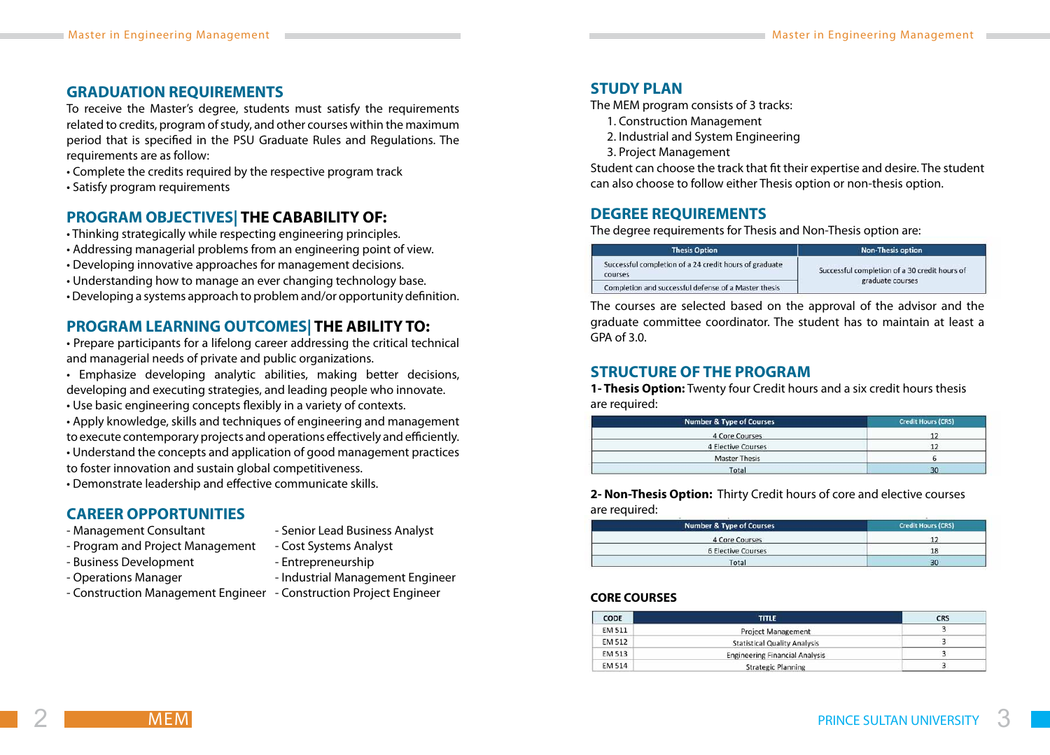## GRADUATION REQUIREMENTS

To receive the Master's degree, students must satisfy the requirements related to credits, program of study, and other courses within the maximum period that is specified in the PSU Graduate Rules and Regulations. The requirements are as follow:

- Complete the credits required by the respective program track
- Satisfy program requirements

## PROGRAM OBJECTIVES| THE CABABILITY OF:

- Thinking strategically while respecting engineering principles.
- Addressing managerial problems from an engineering point of view.
- Developing innovative approaches for management decisions.
- Understanding how to manage an ever changing technology base.
- Developing a systems approach to problem and/or opportunity definition.

## PROGRAM LEARNING OUTCOMES| THE ABILITY TO:

- Prepare participants for a lifelong career addressing the critical technical and managerial needs of private and public organizations.
- Emphasize developing analytic abilities, making better decisions, developing and executing strategies, and leading people who innovate.
- Use basic engineering concepts flexibly in a variety of contexts.
- Apply knowledge, skills and techniques of engineering and management to execute contemporary projects and operations effectively and efficiently.
- Understand the concepts and application of good management practices to foster innovation and sustain global competitiveness.
- Demonstrate leadership and effective communicate skills.

## CAREER OPPORTUNITIES

- Management Consultant
- Program and Project Management
- Business Development
- Operations Manager
- Construction Management Engineer
- Senior Lead Business Analyst
- Cost Systems Analyst
- Entrepreneurship
- Industrial Management Engineer
- Construction Project Engineer

## STUDY PLAN

The MEM program consists of 3 tracks:

1. Construction Management
2. Industrial and System Engineering
3. Project Management

Student can choose the track that fit their expertise and desire. The student can also choose to follow either Thesis option or non-thesis option.

## DEGREE REQUIREMENTS

The degree requirements for Thesis and Non-Thesis option are:

| Thesis Option | Non-Thesis option |
|---|---|
| Successful completion of a 24 credit hours of graduate courses | Successful completion of a 30 credit hours of graduate courses |
| Completion and successful defense of a Master thesis | |

The courses are selected based on the approval of the advisor and the graduate committee coordinator. The student has to maintain at least a GPA of 3.0.

## STRUCTURE OF THE PROGRAM

**1- Thesis Option:** Twenty four Credit hours and a six credit hours thesis are required:

| Number & Type of Courses | Credit Hours (CRS) |
|---|---|
| 4 Core Courses | 12 |
| 4 Elective Courses | 12 |
| Master Thesis | 6 |
| Total | 30 |

**2- Non-Thesis Option:** Thirty Credit hours of core and elective courses are required:

| Number & Type of Courses | Credit Hours (CRS) |
|---|---|
| 4 Core Courses | 12 |
| 6 Elective Courses | 18 |
| Total | 30 |

### CORE COURSES

| CODE | TITLE | CRS |
|---|---|---|
| EM 511 | Project Management | 3 |
| EM 512 | Statistical Quality Analysis | 3 |
| EM 513 | Engineering Financial Analysis | 3 |
| EM 514 | Strategic Planning | 3 |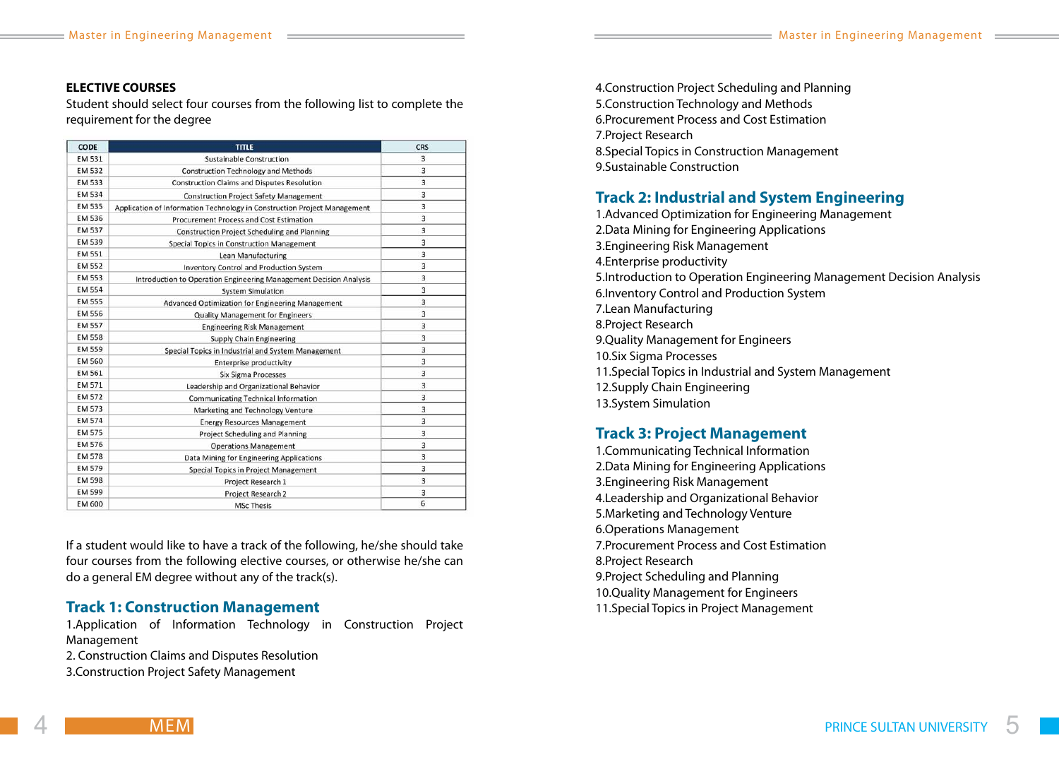## ELECTIVE COURSES

Student should select four courses from the following list to complete the requirement for the degree

| CODE | TITLE | CRS |
|---|---|---|
| EM 531 | Sustainable Construction | 3 |
| EM 532 | Construction Technology and Methods | 3 |
| EM 533 | Construction Claims and Disputes Resolution | 3 |
| EM 534 | Construction Project Safety Management | 3 |
| EM 535 | Application of Information Technology in Construction Project Management | 3 |
| EM 536 | Procurement Process and Cost Estimation | 3 |
| EM 537 | Construction Project Scheduling and Planning | 3 |
| EM 539 | Special Topics in Construction Management | 3 |
| EM 551 | Lean Manufacturing | 3 |
| EM 552 | Inventory Control and Production System | 3 |
| EM 553 | Introduction to Operation Engineering Management Decision Analysis | 3 |
| EM 554 | System Simulation | 3 |
| EM 555 | Advanced Optimization for Engineering Management | 3 |
| EM 556 | Quality Management for Engineers | 3 |
| EM 557 | Engineering Risk Management | 3 |
| EM 558 | Supply Chain Engineering | 3 |
| EM 559 | Special Topics in Industrial and System Management | 3 |
| EM 560 | Enterprise productivity | 3 |
| EM 561 | Six Sigma Processes | 3 |
| EM 571 | Leadership and Organizational Behavior | 3 |
| EM 572 | Communicating Technical Information | 3 |
| EM 573 | Marketing and Technology Venture | 3 |
| EM 574 | Energy Resources Management | 3 |
| EM 575 | Project Scheduling and Planning | 3 |
| EM 576 | Operations Management | 3 |
| EM 578 | Data Mining for Engineering Applications | 3 |
| EM 579 | Special Topics in Project Management | 3 |
| EM 598 | Project Research 1 | 3 |
| EM 599 | Project Research 2 | 3 |
| EM 600 | MSc Thesis | 6 |

If a student would like to have a track of the following, he/she should take four courses from the following elective courses, or otherwise he/she can do a general EM degree without any of the track(s).

## Track 1: Construction Management

1.Application of Information Technology in Construction Project Management
2. Construction Claims and Disputes Resolution
3.Construction Project Safety Management
4.Construction Project Scheduling and Planning
5.Construction Technology and Methods
6.Procurement Process and Cost Estimation
7.Project Research
8.Special Topics in Construction Management
9.Sustainable Construction

## Track 2: Industrial and System Engineering

1.Advanced Optimization for Engineering Management
2.Data Mining for Engineering Applications
3.Engineering Risk Management
4.Enterprise productivity
5.Introduction to Operation Engineering Management Decision Analysis
6.Inventory Control and Production System
7.Lean Manufacturing
8.Project Research
9.Quality Management for Engineers
10.Six Sigma Processes
11.Special Topics in Industrial and System Management
12.Supply Chain Engineering
13.System Simulation

## Track 3: Project Management

1.Communicating Technical Information
2.Data Mining for Engineering Applications
3.Engineering Risk Management
4.Leadership and Organizational Behavior
5.Marketing and Technology Venture
6.Operations Management
7.Procurement Process and Cost Estimation
8.Project Research
9.Project Scheduling and Planning
10.Quality Management for Engineers
11.Special Topics in Project Management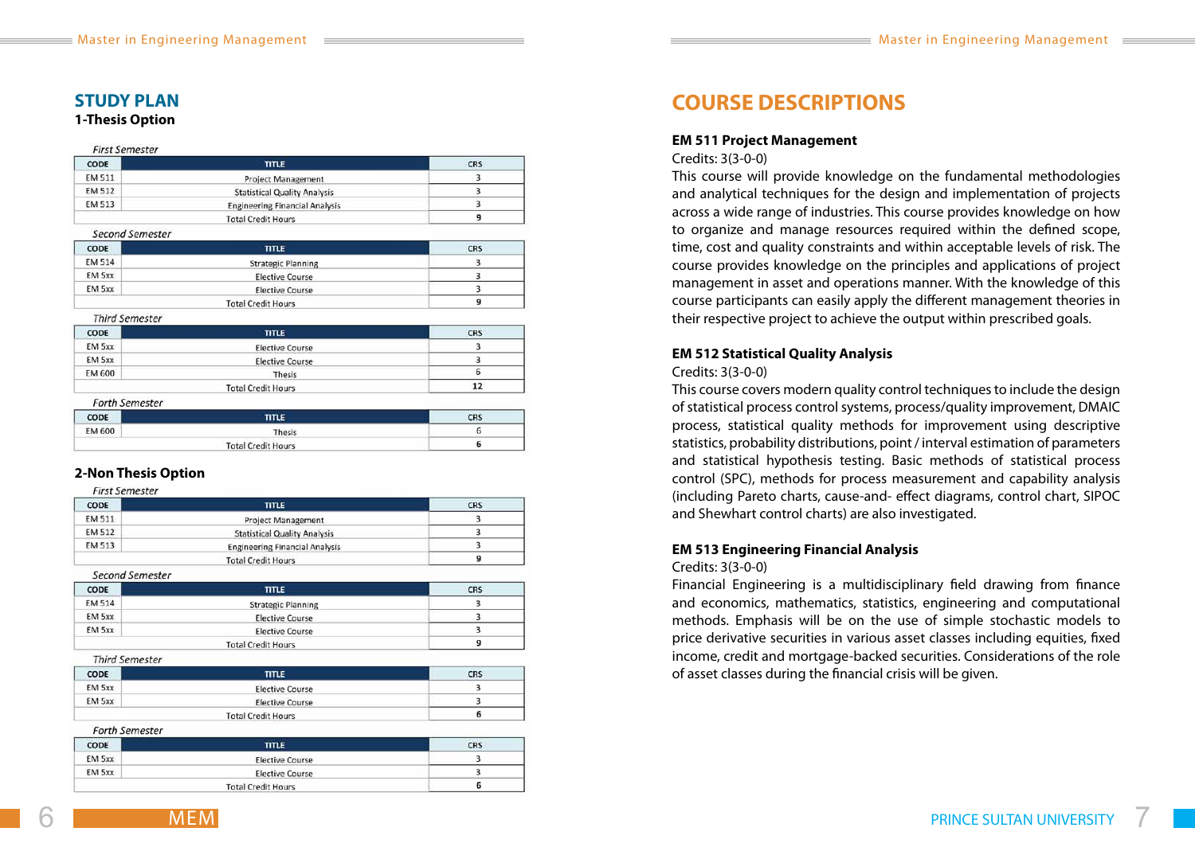## STUDY PLAN

### 1-Thesis Option

*First Semester*

| CODE | TITLE | CRS |
|---|---|---|
| EM 511 | Project Management | 3 |
| EM 512 | Statistical Quality Analysis | 3 |
| EM 513 | Engineering Financial Analysis | 3 |
| | Total Credit Hours | 9 |

*Second Semester*

| CODE | TITLE | CRS |
|---|---|---|
| EM 514 | Strategic Planning | 3 |
| EM 5xx | Elective Course | 3 |
| EM 5xx | Elective Course | 3 |
| | Total Credit Hours | 9 |

*Third Semester*

| CODE | TITLE | CRS |
|---|---|---|
| EM 5xx | Elective Course | 3 |
| EM 5xx | Elective Course | 3 |
| EM 600 | Thesis | 6 |
| | Total Credit Hours | 12 |

*Forth Semester*

| CODE | TITLE | CRS |
|---|---|---|
| EM 600 | Thesis | 6 |
| | Total Credit Hours | 6 |

### 2-Non Thesis Option

*First Semester*

| CODE | TITLE | CRS |
|---|---|---|
| EM 511 | Project Management | 3 |
| EM 512 | Statistical Quality Analysis | 3 |
| EM 513 | Engineering Financial Analysis | 3 |
| | Total Credit Hours | 9 |

*Second Semester*

| CODE | TITLE | CRS |
|---|---|---|
| EM 514 | Strategic Planning | 3 |
| EM 5xx | Elective Course | 3 |
| EM 5xx | Elective Course | 3 |
| | Total Credit Hours | 9 |

*Third Semester*

| CODE | TITLE | CRS |
|---|---|---|
| EM 5xx | Elective Course | 3 |
| EM 5xx | Elective Course | 3 |
| | Total Credit Hours | 6 |

*Forth Semester*

| CODE | TITLE | CRS |
|---|---|---|
| EM 5xx | Elective Course | 3 |
| EM 5xx | Elective Course | 3 |
| | Total Credit Hours | 6 |

## COURSE DESCRIPTIONS

**EM 511 Project Management**

Credits: 3(3-0-0)

This course will provide knowledge on the fundamental methodologies and analytical techniques for the design and implementation of projects across a wide range of industries. This course provides knowledge on how to organize and manage resources required within the defined scope, time, cost and quality constraints and within acceptable levels of risk. The course provides knowledge on the principles and applications of project management in asset and operations manner. With the knowledge of this course participants can easily apply the different management theories in their respective project to achieve the output within prescribed goals.

**EM 512 Statistical Quality Analysis**

Credits: 3(3-0-0)

This course covers modern quality control techniques to include the design of statistical process control systems, process/quality improvement, DMAIC process, statistical quality methods for improvement using descriptive statistics, probability distributions, point / interval estimation of parameters and statistical hypothesis testing. Basic methods of statistical process control (SPC), methods for process measurement and capability analysis (including Pareto charts, cause-and- effect diagrams, control chart, SIPOC and Shewhart control charts) are also investigated.

**EM 513 Engineering Financial Analysis**

Credits: 3(3-0-0)

Financial Engineering is a multidisciplinary field drawing from finance and economics, mathematics, statistics, engineering and computational methods. Emphasis will be on the use of simple stochastic models to price derivative securities in various asset classes including equities, fixed income, credit and mortgage-backed securities. Considerations of the role of asset classes during the financial crisis will be given.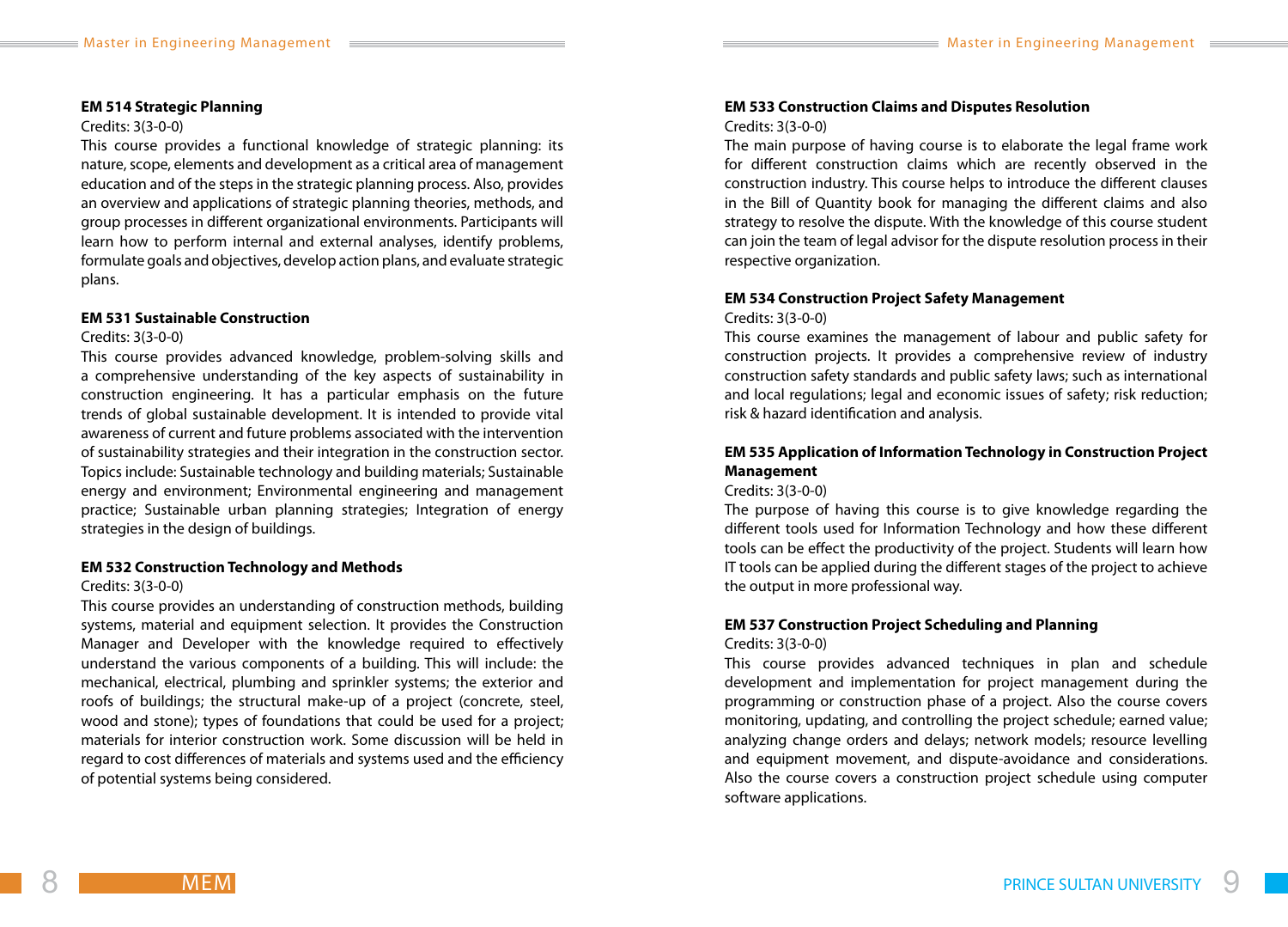### EM 514 Strategic Planning

Credits: 3(3-0-0)

This course provides a functional knowledge of strategic planning: its nature, scope, elements and development as a critical area of management education and of the steps in the strategic planning process. Also, provides an overview and applications of strategic planning theories, methods, and group processes in different organizational environments. Participants will learn how to perform internal and external analyses, identify problems, formulate goals and objectives, develop action plans, and evaluate strategic plans.

### EM 531 Sustainable Construction

Credits: 3(3-0-0)

This course provides advanced knowledge, problem-solving skills and a comprehensive understanding of the key aspects of sustainability in construction engineering. It has a particular emphasis on the future trends of global sustainable development. It is intended to provide vital awareness of current and future problems associated with the intervention of sustainability strategies and their integration in the construction sector. Topics include: Sustainable technology and building materials; Sustainable energy and environment; Environmental engineering and management practice; Sustainable urban planning strategies; Integration of energy strategies in the design of buildings.

### EM 532 Construction Technology and Methods

Credits: 3(3-0-0)

This course provides an understanding of construction methods, building systems, material and equipment selection. It provides the Construction Manager and Developer with the knowledge required to effectively understand the various components of a building. This will include: the mechanical, electrical, plumbing and sprinkler systems; the exterior and roofs of buildings; the structural make-up of a project (concrete, steel, wood and stone); types of foundations that could be used for a project; materials for interior construction work. Some discussion will be held in regard to cost differences of materials and systems used and the efficiency of potential systems being considered.

### EM 533 Construction Claims and Disputes Resolution

Credits: 3(3-0-0)

The main purpose of having course is to elaborate the legal frame work for different construction claims which are recently observed in the construction industry. This course helps to introduce the different clauses in the Bill of Quantity book for managing the different claims and also strategy to resolve the dispute. With the knowledge of this course student can join the team of legal advisor for the dispute resolution process in their respective organization.

### EM 534 Construction Project Safety Management

Credits: 3(3-0-0)

This course examines the management of labour and public safety for construction projects. It provides a comprehensive review of industry construction safety standards and public safety laws; such as international and local regulations; legal and economic issues of safety; risk reduction; risk & hazard identification and analysis.

### EM 535 Application of Information Technology in Construction Project Management

Credits: 3(3-0-0)

The purpose of having this course is to give knowledge regarding the different tools used for Information Technology and how these different tools can be effect the productivity of the project. Students will learn how IT tools can be applied during the different stages of the project to achieve the output in more professional way.

### EM 537 Construction Project Scheduling and Planning

Credits: 3(3-0-0)

This course provides advanced techniques in plan and schedule development and implementation for project management during the programming or construction phase of a project. Also the course covers monitoring, updating, and controlling the project schedule; earned value; analyzing change orders and delays; network models; resource levelling and equipment movement, and dispute-avoidance and considerations. Also the course covers a construction project schedule using computer software applications.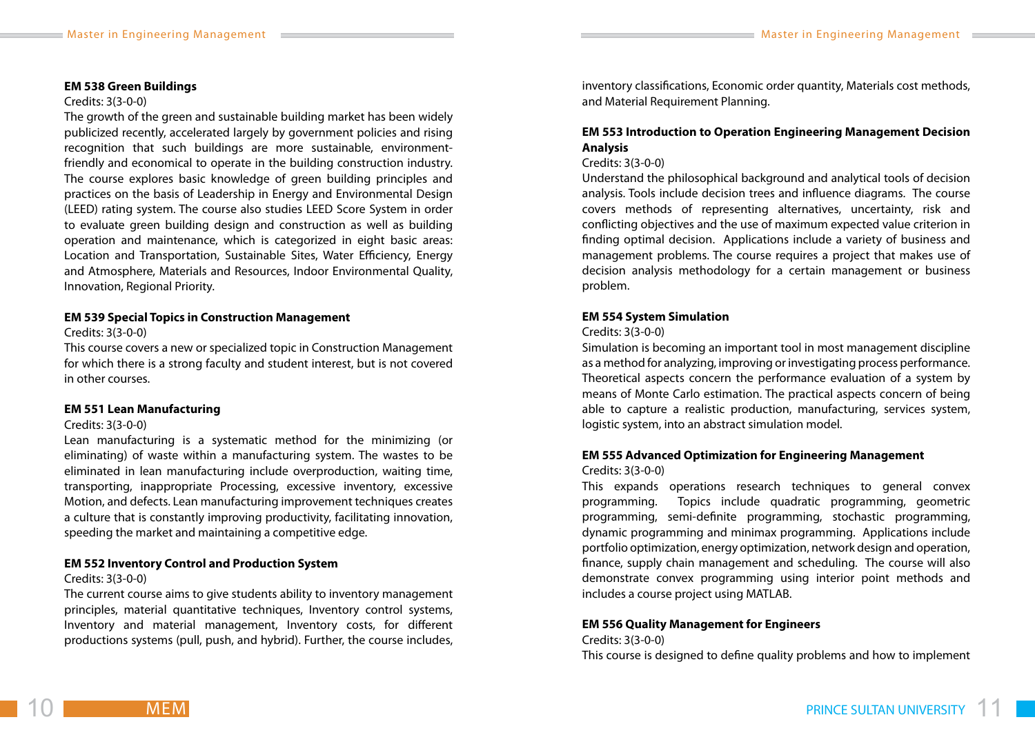**EM 538 Green Buildings**

Credits: 3(3-0-0)

The growth of the green and sustainable building market has been widely publicized recently, accelerated largely by government policies and rising recognition that such buildings are more sustainable, environment-friendly and economical to operate in the building construction industry. The course explores basic knowledge of green building principles and practices on the basis of Leadership in Energy and Environmental Design (LEED) rating system. The course also studies LEED Score System in order to evaluate green building design and construction as well as building operation and maintenance, which is categorized in eight basic areas: Location and Transportation, Sustainable Sites, Water Efficiency, Energy and Atmosphere, Materials and Resources, Indoor Environmental Quality, Innovation, Regional Priority.

**EM 539 Special Topics in Construction Management**

Credits: 3(3-0-0)

This course covers a new or specialized topic in Construction Management for which there is a strong faculty and student interest, but is not covered in other courses.

**EM 551 Lean Manufacturing**

Credits: 3(3-0-0)

Lean manufacturing is a systematic method for the minimizing (or eliminating) of waste within a manufacturing system. The wastes to be eliminated in lean manufacturing include overproduction, waiting time, transporting, inappropriate Processing, excessive inventory, excessive Motion, and defects. Lean manufacturing improvement techniques creates a culture that is constantly improving productivity, facilitating innovation, speeding the market and maintaining a competitive edge.

**EM 552 Inventory Control and Production System**

Credits: 3(3-0-0)

The current course aims to give students ability to inventory management principles, material quantitative techniques, Inventory control systems, Inventory and material management, Inventory costs, for different productions systems (pull, push, and hybrid). Further, the course includes, inventory classifications, Economic order quantity, Materials cost methods, and Material Requirement Planning.

**EM 553 Introduction to Operation Engineering Management Decision Analysis**

Credits: 3(3-0-0)

Understand the philosophical background and analytical tools of decision analysis. Tools include decision trees and influence diagrams. The course covers methods of representing alternatives, uncertainty, risk and conflicting objectives and the use of maximum expected value criterion in finding optimal decision. Applications include a variety of business and management problems. The course requires a project that makes use of decision analysis methodology for a certain management or business problem.

**EM 554 System Simulation**

Credits: 3(3-0-0)

Simulation is becoming an important tool in most management discipline as a method for analyzing, improving or investigating process performance. Theoretical aspects concern the performance evaluation of a system by means of Monte Carlo estimation. The practical aspects concern of being able to capture a realistic production, manufacturing, services system, logistic system, into an abstract simulation model.

**EM 555 Advanced Optimization for Engineering Management**

Credits: 3(3-0-0)

This expands operations research techniques to general convex programming. Topics include quadratic programming, geometric programming, semi-definite programming, stochastic programming, dynamic programming and minimax programming. Applications include portfolio optimization, energy optimization, network design and operation, finance, supply chain management and scheduling. The course will also demonstrate convex programming using interior point methods and includes a course project using MATLAB.

**EM 556 Quality Management for Engineers**

Credits: 3(3-0-0)

This course is designed to define quality problems and how to implement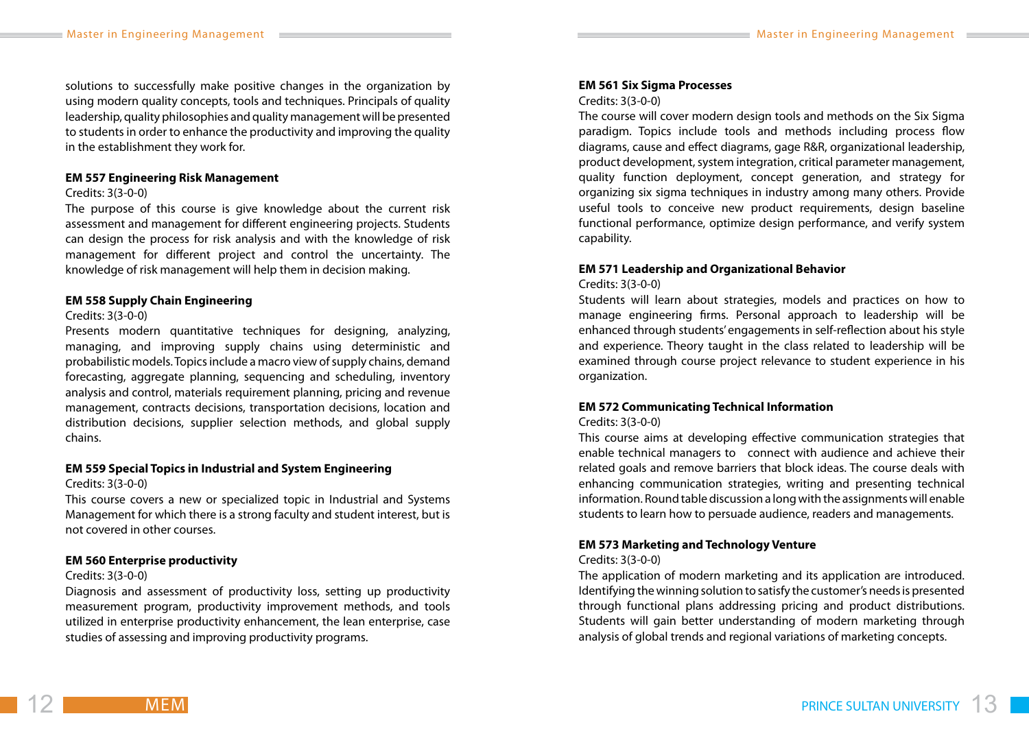solutions to successfully make positive changes in the organization by using modern quality concepts, tools and techniques. Principals of quality leadership, quality philosophies and quality management will be presented to students in order to enhance the productivity and improving the quality in the establishment they work for.

**EM 557 Engineering Risk Management**

Credits: 3(3-0-0)

The purpose of this course is give knowledge about the current risk assessment and management for different engineering projects. Students can design the process for risk analysis and with the knowledge of risk management for different project and control the uncertainty. The knowledge of risk management will help them in decision making.

**EM 558 Supply Chain Engineering**

Credits: 3(3-0-0)

Presents modern quantitative techniques for designing, analyzing, managing, and improving supply chains using deterministic and probabilistic models. Topics include a macro view of supply chains, demand forecasting, aggregate planning, sequencing and scheduling, inventory analysis and control, materials requirement planning, pricing and revenue management, contracts decisions, transportation decisions, location and distribution decisions, supplier selection methods, and global supply chains.

**EM 559 Special Topics in Industrial and System Engineering**

Credits: 3(3-0-0)

This course covers a new or specialized topic in Industrial and Systems Management for which there is a strong faculty and student interest, but is not covered in other courses.

**EM 560 Enterprise productivity**

Credits: 3(3-0-0)

Diagnosis and assessment of productivity loss, setting up productivity measurement program, productivity improvement methods, and tools utilized in enterprise productivity enhancement, the lean enterprise, case studies of assessing and improving productivity programs.

**EM 561 Six Sigma Processes**

Credits: 3(3-0-0)

The course will cover modern design tools and methods on the Six Sigma paradigm. Topics include tools and methods including process flow diagrams, cause and effect diagrams, gage R&R, organizational leadership, product development, system integration, critical parameter management, quality function deployment, concept generation, and strategy for organizing six sigma techniques in industry among many others. Provide useful tools to conceive new product requirements, design baseline functional performance, optimize design performance, and verify system capability.

**EM 571 Leadership and Organizational Behavior**

Credits: 3(3-0-0)

Students will learn about strategies, models and practices on how to manage engineering firms. Personal approach to leadership will be enhanced through students' engagements in self-reflection about his style and experience. Theory taught in the class related to leadership will be examined through course project relevance to student experience in his organization.

**EM 572 Communicating Technical Information**

Credits: 3(3-0-0)

This course aims at developing effective communication strategies that enable technical managers to connect with audience and achieve their related goals and remove barriers that block ideas. The course deals with enhancing communication strategies, writing and presenting technical information. Round table discussion a long with the assignments will enable students to learn how to persuade audience, readers and managements.

**EM 573 Marketing and Technology Venture**

Credits: 3(3-0-0)

The application of modern marketing and its application are introduced. Identifying the winning solution to satisfy the customer's needs is presented through functional plans addressing pricing and product distributions. Students will gain better understanding of modern marketing through analysis of global trends and regional variations of marketing concepts.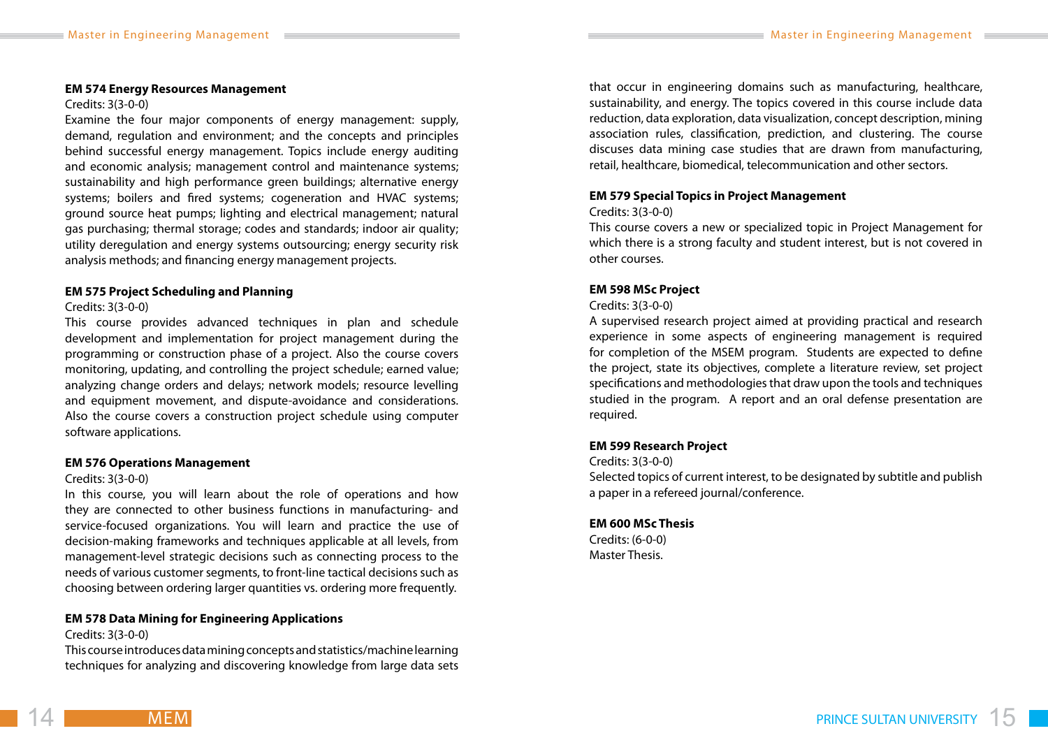**EM 574 Energy Resources Management**

Credits: 3(3-0-0)

Examine the four major components of energy management: supply, demand, regulation and environment; and the concepts and principles behind successful energy management. Topics include energy auditing and economic analysis; management control and maintenance systems; sustainability and high performance green buildings; alternative energy systems; boilers and fired systems; cogeneration and HVAC systems; ground source heat pumps; lighting and electrical management; natural gas purchasing; thermal storage; codes and standards; indoor air quality; utility deregulation and energy systems outsourcing; energy security risk analysis methods; and financing energy management projects.

**EM 575 Project Scheduling and Planning**

Credits: 3(3-0-0)

This course provides advanced techniques in plan and schedule development and implementation for project management during the programming or construction phase of a project. Also the course covers monitoring, updating, and controlling the project schedule; earned value; analyzing change orders and delays; network models; resource levelling and equipment movement, and dispute-avoidance and considerations. Also the course covers a construction project schedule using computer software applications.

**EM 576 Operations Management**

Credits: 3(3-0-0)

In this course, you will learn about the role of operations and how they are connected to other business functions in manufacturing- and service-focused organizations. You will learn and practice the use of decision-making frameworks and techniques applicable at all levels, from management-level strategic decisions such as connecting process to the needs of various customer segments, to front-line tactical decisions such as choosing between ordering larger quantities vs. ordering more frequently.

**EM 578 Data Mining for Engineering Applications**

Credits: 3(3-0-0)

This course introduces data mining concepts and statistics/machine learning techniques for analyzing and discovering knowledge from large data sets that occur in engineering domains such as manufacturing, healthcare, sustainability, and energy. The topics covered in this course include data reduction, data exploration, data visualization, concept description, mining association rules, classification, prediction, and clustering. The course discuses data mining case studies that are drawn from manufacturing, retail, healthcare, biomedical, telecommunication and other sectors.

**EM 579 Special Topics in Project Management**

Credits: 3(3-0-0)

This course covers a new or specialized topic in Project Management for which there is a strong faculty and student interest, but is not covered in other courses.

**EM 598 MSc Project**

Credits: 3(3-0-0)

A supervised research project aimed at providing practical and research experience in some aspects of engineering management is required for completion of the MSEM program. Students are expected to define the project, state its objectives, complete a literature review, set project specifications and methodologies that draw upon the tools and techniques studied in the program. A report and an oral defense presentation are required.

**EM 599 Research Project**

Credits: 3(3-0-0)

Selected topics of current interest, to be designated by subtitle and publish a paper in a refereed journal/conference.

**EM 600 MSc Thesis**

Credits: (6-0-0)

Master Thesis.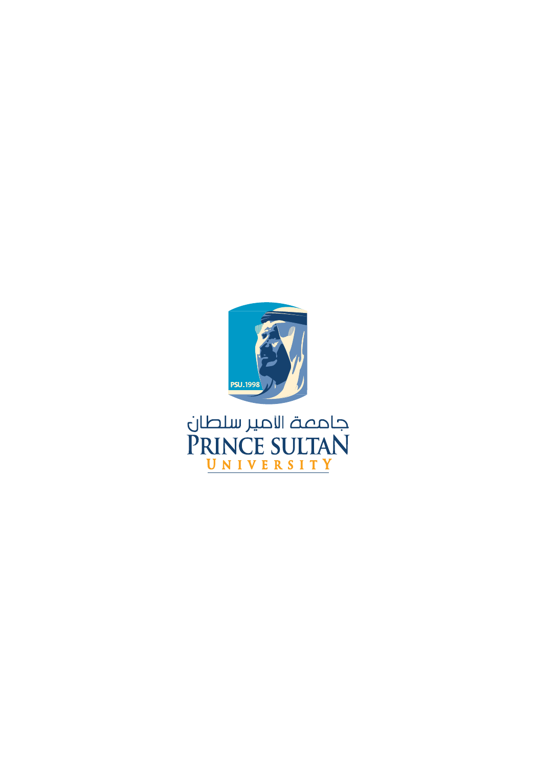PSU.1998

جامعة الأمير سلطان

PRINCE SULTAN

UNIVERSITY